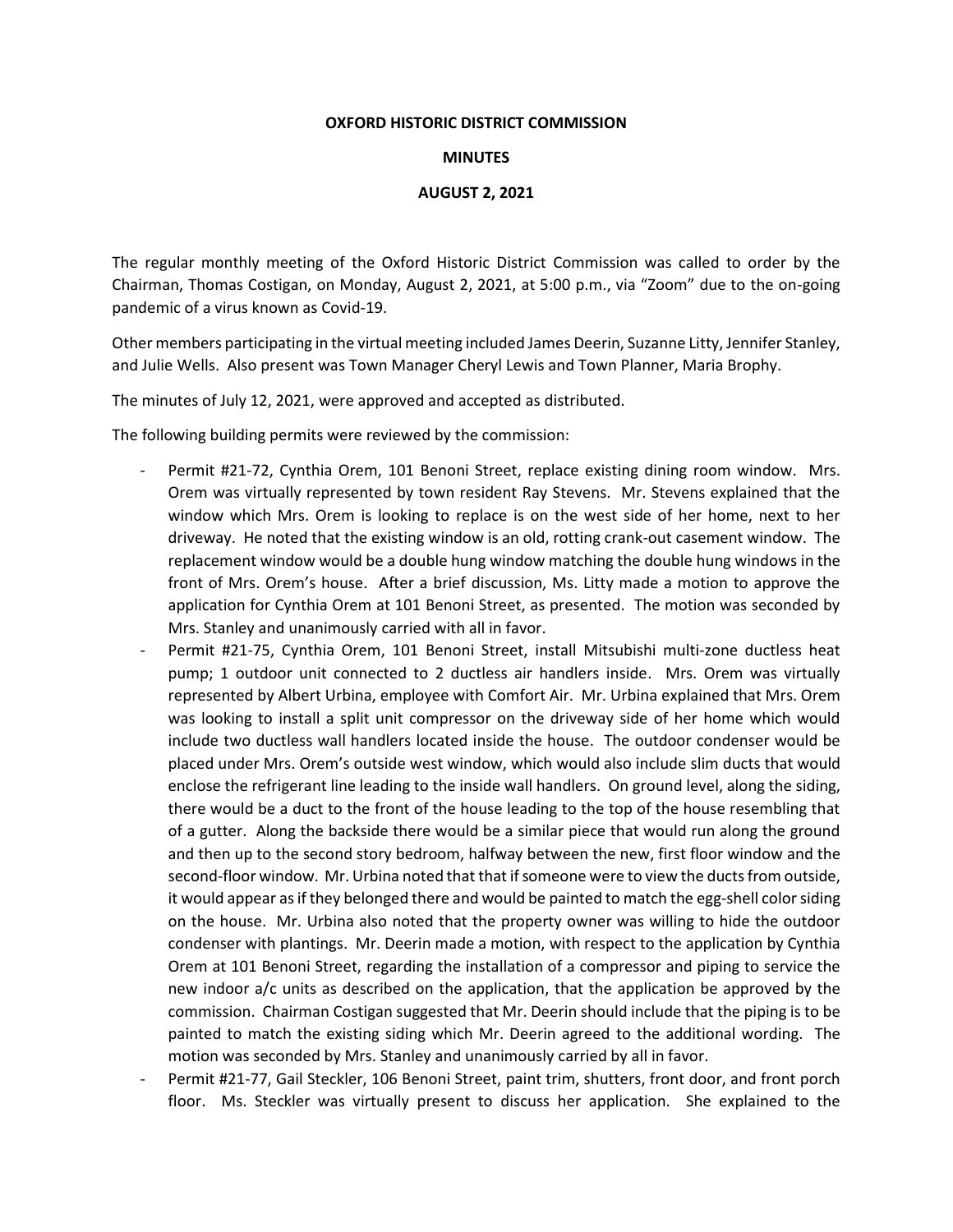**OXFORD HISTORIC DISTRICT COMMISSION**

**MINUTES**

**AUGUST 2, 2021**

The regular monthly meeting of the Oxford Historic District Commission was called to order by the Chairman, Thomas Costigan, on Monday, August 2, 2021, at 5:00 p.m., via "Zoom" due to the on-going pandemic of a virus known as Covid-19.

Other members participating in the virtual meeting included James Deerin, Suzanne Litty, Jennifer Stanley, and Julie Wells. Also present was Town Manager Cheryl Lewis and Town Planner, Maria Brophy.

The minutes of July 12, 2021, were approved and accepted as distributed.

The following building permits were reviewed by the commission:

- Permit #21-72, Cynthia Orem, 101 Benoni Street, replace existing dining room window. Mrs. Orem was virtually represented by town resident Ray Stevens. Mr. Stevens explained that the window which Mrs. Orem is looking to replace is on the west side of her home, next to her driveway. He noted that the existing window is an old, rotting crank-out casement window. The replacement window would be a double hung window matching the double hung windows in the front of Mrs. Orem's house. After a brief discussion, Ms. Litty made a motion to approve the application for Cynthia Orem at 101 Benoni Street, as presented. The motion was seconded by Mrs. Stanley and unanimously carried with all in favor.
- Permit #21-75, Cynthia Orem, 101 Benoni Street, install Mitsubishi multi-zone ductless heat pump; 1 outdoor unit connected to 2 ductless air handlers inside. Mrs. Orem was virtually represented by Albert Urbina, employee with Comfort Air. Mr. Urbina explained that Mrs. Orem was looking to install a split unit compressor on the driveway side of her home which would include two ductless wall handlers located inside the house. The outdoor condenser would be placed under Mrs. Orem's outside west window, which would also include slim ducts that would enclose the refrigerant line leading to the inside wall handlers. On ground level, along the siding, there would be a duct to the front of the house leading to the top of the house resembling that of a gutter. Along the backside there would be a similar piece that would run along the ground and then up to the second story bedroom, halfway between the new, first floor window and the second-floor window. Mr. Urbina noted that that if someone were to view the ducts from outside, it would appear as if they belonged there and would be painted to match the egg-shell color siding on the house. Mr. Urbina also noted that the property owner was willing to hide the outdoor condenser with plantings. Mr. Deerin made a motion, with respect to the application by Cynthia Orem at 101 Benoni Street, regarding the installation of a compressor and piping to service the new indoor a/c units as described on the application, that the application be approved by the commission. Chairman Costigan suggested that Mr. Deerin should include that the piping is to be painted to match the existing siding which Mr. Deerin agreed to the additional wording. The motion was seconded by Mrs. Stanley and unanimously carried by all in favor.
- Permit #21-77, Gail Steckler, 106 Benoni Street, paint trim, shutters, front door, and front porch floor. Ms. Steckler was virtually present to discuss her application. She explained to the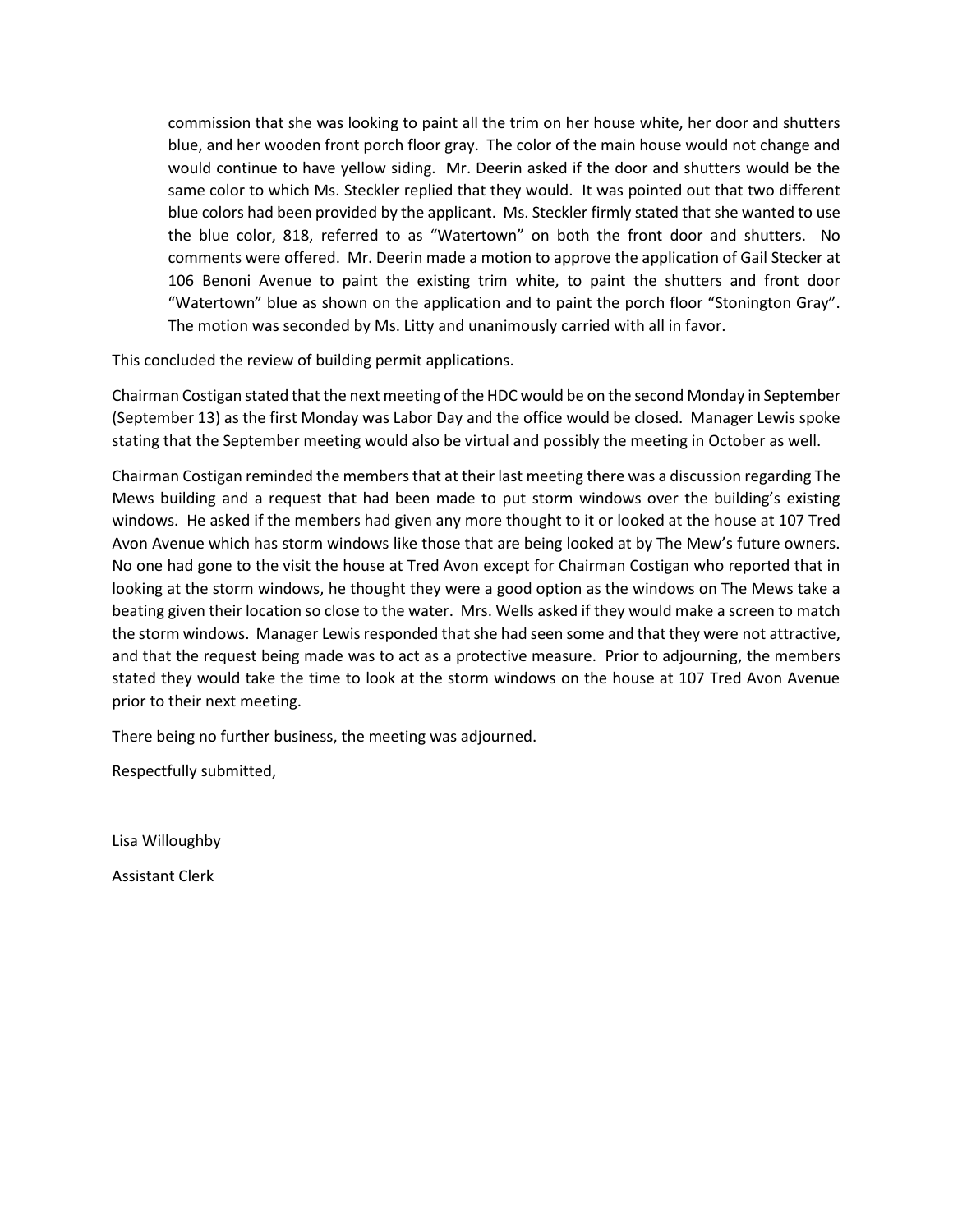commission that she was looking to paint all the trim on her house white, her door and shutters blue, and her wooden front porch floor gray. The color of the main house would not change and would continue to have yellow siding. Mr. Deerin asked if the door and shutters would be the same color to which Ms. Steckler replied that they would. It was pointed out that two different blue colors had been provided by the applicant. Ms. Steckler firmly stated that she wanted to use the blue color, 818, referred to as "Watertown" on both the front door and shutters. No comments were offered. Mr. Deerin made a motion to approve the application of Gail Stecker at 106 Benoni Avenue to paint the existing trim white, to paint the shutters and front door "Watertown" blue as shown on the application and to paint the porch floor "Stonington Gray". The motion was seconded by Ms. Litty and unanimously carried with all in favor.

This concluded the review of building permit applications.

Chairman Costigan stated that the next meeting of the HDC would be on the second Monday in September (September 13) as the first Monday was Labor Day and the office would be closed. Manager Lewis spoke stating that the September meeting would also be virtual and possibly the meeting in October as well.

Chairman Costigan reminded the members that at their last meeting there was a discussion regarding The Mews building and a request that had been made to put storm windows over the building's existing windows. He asked if the members had given any more thought to it or looked at the house at 107 Tred Avon Avenue which has storm windows like those that are being looked at by The Mew's future owners. No one had gone to the visit the house at Tred Avon except for Chairman Costigan who reported that in looking at the storm windows, he thought they were a good option as the windows on The Mews take a beating given their location so close to the water. Mrs. Wells asked if they would make a screen to match the storm windows. Manager Lewis responded that she had seen some and that they were not attractive, and that the request being made was to act as a protective measure. Prior to adjourning, the members stated they would take the time to look at the storm windows on the house at 107 Tred Avon Avenue prior to their next meeting.

There being no further business, the meeting was adjourned.

Respectfully submitted,

Lisa Willoughby

Assistant Clerk